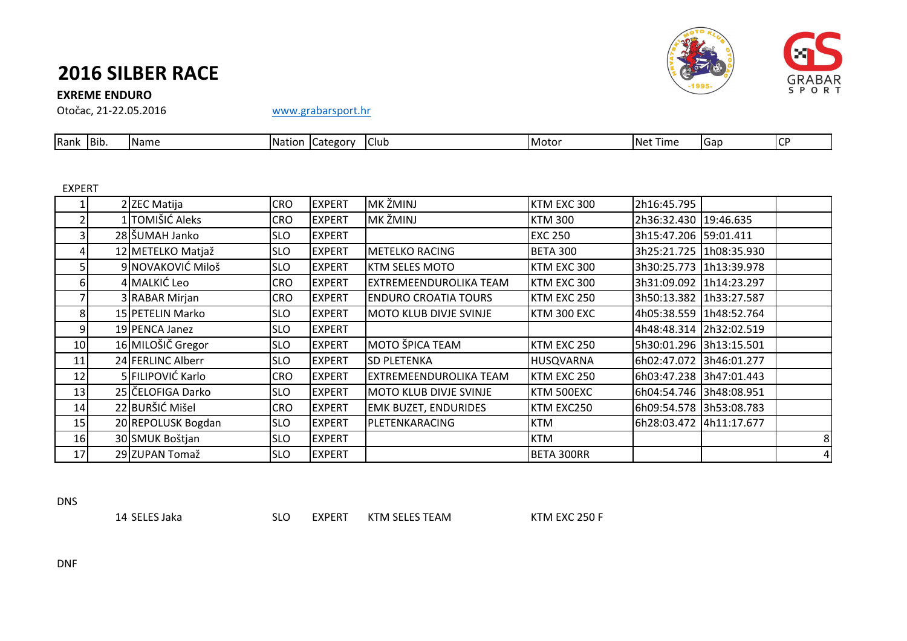# 2016 SILBER RACE

**EXREME ENDURO**

Otočac, 21-22.05.2016 www.grabarsport.hr

| Rank | Bib. | Name | Nation | Category | Club | Motor | Net Time | Gap | CP |
|---|---|---|---|---|---|---|---|---|---|
| EXPERT | | | | | | | | | |
| 1 | 2 | ZEC Matija | CRO | EXPERT | MK ŽMINJ | KTM EXC 300 | 2h16:45.795 | | |
| 2 | 1 | TOMIŠIĆ Aleks | CRO | EXPERT | MK ŽMINJ | KTM 300 | 2h36:32.430 | 19:46.635 | |
| 3 | 28 | ŠUMAH Janko | SLO | EXPERT | | EXC 250 | 3h15:47.206 | 59:01.411 | |
| 4 | 12 | METELKO Matjaž | SLO | EXPERT | METELKO RACING | BETA 300 | 3h25:21.725 | 1h08:35.930 | |
| 5 | 9 | NOVAKOVIĆ Miloš | SLO | EXPERT | KTM SELES MOTO | KTM EXC 300 | 3h30:25.773 | 1h13:39.978 | |
| 6 | 4 | MALKIĆ Leo | CRO | EXPERT | EXTREMEENDUROLIKA TEAM | KTM EXC 300 | 3h31:09.092 | 1h14:23.297 | |
| 7 | 3 | RABAR Mirjan | CRO | EXPERT | ENDURO CROATIA TOURS | KTM EXC 250 | 3h50:13.382 | 1h33:27.587 | |
| 8 | 15 | PETELIN Marko | SLO | EXPERT | MOTO KLUB DIVJE SVINJE | KTM 300 EXC | 4h05:38.559 | 1h48:52.764 | |
| 9 | 19 | PENCA Janez | SLO | EXPERT | | | 4h48:48.314 | 2h32:02.519 | |
| 10 | 16 | MILOŠIČ Gregor | SLO | EXPERT | MOTO ŠPICA TEAM | KTM EXC 250 | 5h30:01.296 | 3h13:15.501 | |
| 11 | 24 | FERLINC Alberr | SLO | EXPERT | SD PLETENKA | HUSQVARNA | 6h02:47.072 | 3h46:01.277 | |
| 12 | 5 | FILIPOVIĆ Karlo | CRO | EXPERT | EXTREMEENDUROLIKA TEAM | KTM EXC 250 | 6h03:47.238 | 3h47:01.443 | |
| 13 | 25 | ČELOFIGA Darko | SLO | EXPERT | MOTO KLUB DIVJE SVINJE | KTM 500EXC | 6h04:54.746 | 3h48:08.951 | |
| 14 | 22 | BURŠIĆ Mišel | CRO | EXPERT | EMK BUZET, ENDURIDES | KTM EXC250 | 6h09:54.578 | 3h53:08.783 | |
| 15 | 20 | REPOLUSK Bogdan | SLO | EXPERT | PLETENKARACING | KTM | 6h28:03.472 | 4h11:17.677 | |
| 16 | 30 | SMUK Boštjan | SLO | EXPERT | | KTM | | | 8 |
| 17 | 29 | ZUPAN Tomaž | SLO | EXPERT | | BETA 300RR | | | 4 |

DNS

| Bib. | Name | Nation | Category | Club | Motor |
|---|---|---|---|---|---|
| 14 | SELES Jaka | SLO | EXPERT | KTM SELES TEAM | KTM EXC 250 F |

DNF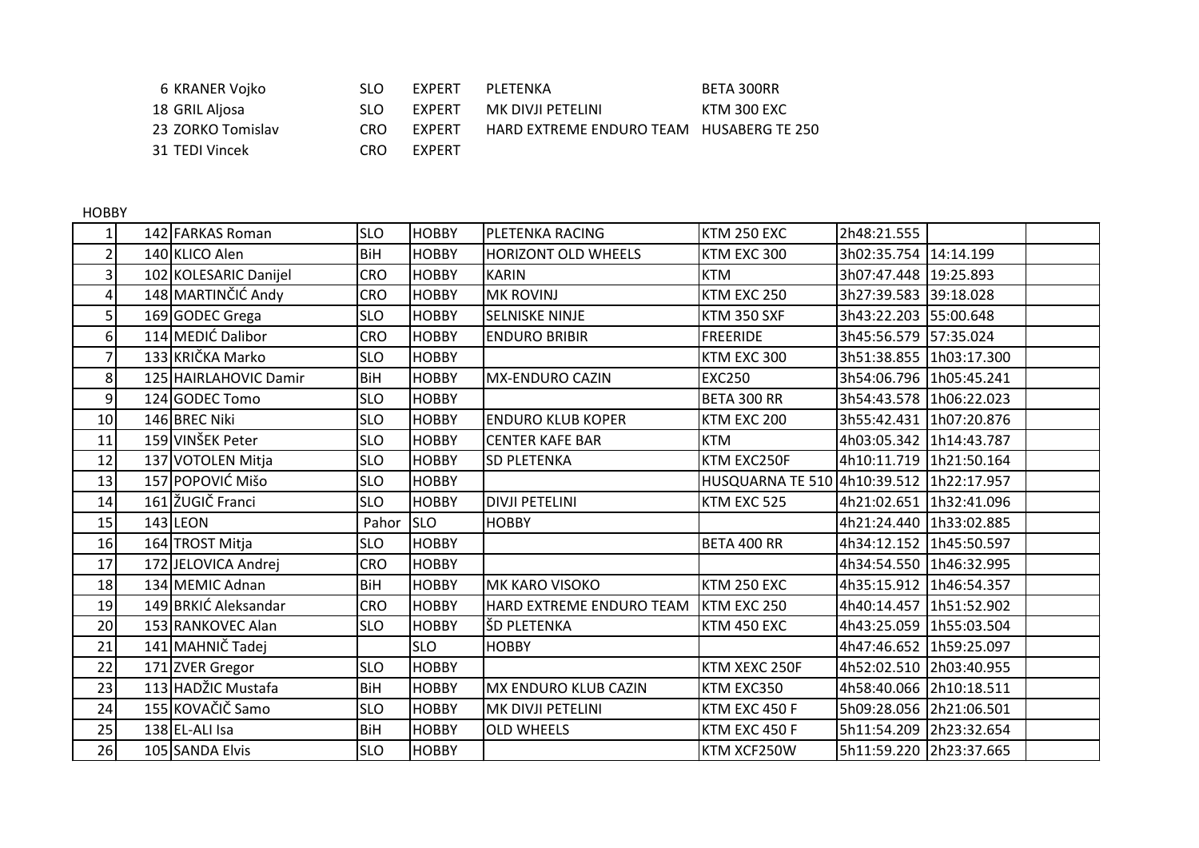| | | | | | |
|---|---|---|---|---|---|
| 6 | KRANER Vojko | SLO | EXPERT | PLETENKA | BETA 300RR |
| 18 | GRIL Aljosa | SLO | EXPERT | MK DIVJI PETELINI | KTM 300 EXC |
| 23 | ZORKO Tomislav | CRO | EXPERT | HARD EXTREME ENDURO TEAM | HUSABERG TE 250 |
| 31 | TEDI Vincek | CRO | EXPERT | | |

HOBBY

| | | | | | | | | | |
|---|---|---|---|---|---|---|---|---|---|
| 1 | 142 | FARKAS Roman | SLO | HOBBY | PLETENKA RACING | KTM 250 EXC | 2h48:21.555 | | |
| 2 | 140 | KLICO Alen | BiH | HOBBY | HORIZONT OLD WHEELS | KTM EXC 300 | 3h02:35.754 | 14:14.199 | |
| 3 | 102 | KOLESARIC Danijel | CRO | HOBBY | KARIN | KTM | 3h07:47.448 | 19:25.893 | |
| 4 | 148 | MARTINČIĆ Andy | CRO | HOBBY | MK ROVINJ | KTM EXC 250 | 3h27:39.583 | 39:18.028 | |
| 5 | 169 | GODEC Grega | SLO | HOBBY | SELNISKE NINJE | KTM 350 SXF | 3h43:22.203 | 55:00.648 | |
| 6 | 114 | MEDIĆ Dalibor | CRO | HOBBY | ENDURO BRIBIR | FREERIDE | 3h45:56.579 | 57:35.024 | |
| 7 | 133 | KRIČKA Marko | SLO | HOBBY | | KTM EXC 300 | 3h51:38.855 | 1h03:17.300 | |
| 8 | 125 | HAIRLAHOVIC Damir | BiH | HOBBY | MX-ENDURO CAZIN | EXC250 | 3h54:06.796 | 1h05:45.241 | |
| 9 | 124 | GODEC Tomo | SLO | HOBBY | | BETA 300 RR | 3h54:43.578 | 1h06:22.023 | |
| 10 | 146 | BREC Niki | SLO | HOBBY | ENDURO KLUB KOPER | KTM EXC 200 | 3h55:42.431 | 1h07:20.876 | |
| 11 | 159 | VINŠEK Peter | SLO | HOBBY | CENTER KAFE BAR | KTM | 4h03:05.342 | 1h14:43.787 | |
| 12 | 137 | VOTOLEN Mitja | SLO | HOBBY | SD PLETENKA | KTM EXC250F | 4h10:11.719 | 1h21:50.164 | |
| 13 | 157 | POPOVIĆ Mišo | SLO | HOBBY | | HUSQUARNA TE 510 | 4h10:39.512 | 1h22:17.957 | |
| 14 | 161 | ŽUGIČ Franci | SLO | HOBBY | DIVJI PETELINI | KTM EXC 525 | 4h21:02.651 | 1h32:41.096 | |
| 15 | 143 | LEON | Pahor | SLO | HOBBY | | 4h21:24.440 | 1h33:02.885 | |
| 16 | 164 | TROST Mitja | SLO | HOBBY | | BETA 400 RR | 4h34:12.152 | 1h45:50.597 | |
| 17 | 172 | JELOVICA Andrej | CRO | HOBBY | | | 4h34:54.550 | 1h46:32.995 | |
| 18 | 134 | MEMIC Adnan | BiH | HOBBY | MK KARO VISOKO | KTM 250 EXC | 4h35:15.912 | 1h46:54.357 | |
| 19 | 149 | BRKIĆ Aleksandar | CRO | HOBBY | HARD EXTREME ENDURO TEAM | KTM EXC 250 | 4h40:14.457 | 1h51:52.902 | |
| 20 | 153 | RANKOVEC Alan | SLO | HOBBY | ŠD PLETENKA | KTM 450 EXC | 4h43:25.059 | 1h55:03.504 | |
| 21 | 141 | MAHNIČ Tadej | | SLO | HOBBY | | 4h47:46.652 | 1h59:25.097 | |
| 22 | 171 | ZVER Gregor | SLO | HOBBY | | KTM XEXC 250F | 4h52:02.510 | 2h03:40.955 | |
| 23 | 113 | HADŽIC Mustafa | BiH | HOBBY | MX ENDURO KLUB CAZIN | KTM EXC350 | 4h58:40.066 | 2h10:18.511 | |
| 24 | 155 | KOVAČIČ Samo | SLO | HOBBY | MK DIVJI PETELINI | KTM EXC 450 F | 5h09:28.056 | 2h21:06.501 | |
| 25 | 138 | EL-ALI Isa | BiH | HOBBY | OLD WHEELS | KTM EXC 450 F | 5h11:54.209 | 2h23:32.654 | |
| 26 | 105 | SANDA Elvis | SLO | HOBBY | | KTM XCF250W | 5h11:59.220 | 2h23:37.665 | |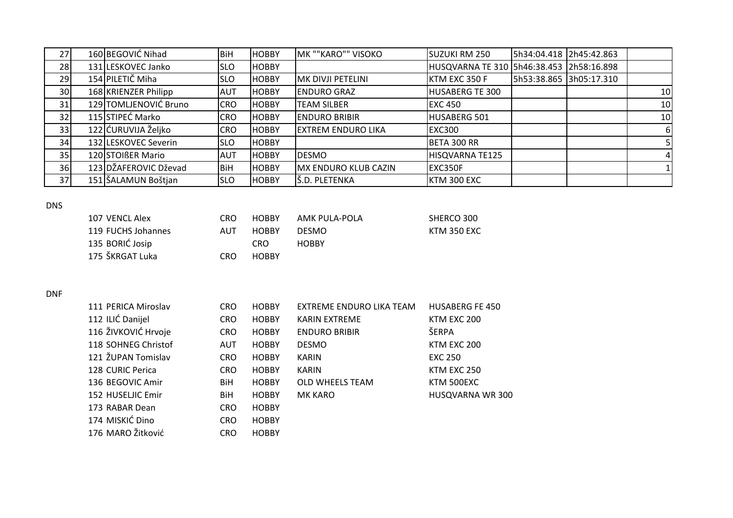| 27 | 160 | BEGOVIĆ Nihad | BiH | HOBBY | MK ""KARO"" VISOKO | SUZUKI RM 250 | 5h34:04.418 | 2h45:42.863 | |
|---|---|---|---|---|---|---|---|---|---|
| 28 | 131 | LESKOVEC Janko | SLO | HOBBY | | HUSQVARNA TE 310 | 5h46:38.453 | 2h58:16.898 | |
| 29 | 154 | PILETIČ Miha | SLO | HOBBY | MK DIVJI PETELINI | KTM EXC 350 F | 5h53:38.865 | 3h05:17.310 | |
| 30 | 168 | KRIENZER Philipp | AUT | HOBBY | ENDURO GRAZ | HUSABERG TE 300 | | | 10 |
| 31 | 129 | TOMLJENOVIĆ Bruno | CRO | HOBBY | TEAM SILBER | EXC 450 | | | 10 |
| 32 | 115 | STIPEĆ Marko | CRO | HOBBY | ENDURO BRIBIR | HUSABERG 501 | | | 10 |
| 33 | 122 | ĆURUVIJA Željko | CRO | HOBBY | EXTREM ENDURO LIKA | EXC300 | | | 6 |
| 34 | 132 | LESKOVEC Severin | SLO | HOBBY | | BETA 300 RR | | | 5 |
| 35 | 120 | STOIßER Mario | AUT | HOBBY | DESMO | HISQVARNA TE125 | | | 4 |
| 36 | 123 | DŽAFEROVIC Dževad | BiH | HOBBY | MX ENDURO KLUB CAZIN | EXC350F | | | 1 |
| 37 | 151 | ŠALAMUN Boštjan | SLO | HOBBY | Š.D. PLETENKA | KTM 300 EXC | | | |

DNS

| | | | | | |
|---|---|---|---|---|---|
| 107 | VENCL Alex | CRO | HOBBY | AMK PULA-POLA | SHERCO 300 |
| 119 | FUCHS Johannes | AUT | HOBBY | DESMO | KTM 350 EXC |
| 135 | BORIĆ Josip | | CRO | HOBBY | |
| 175 | ŠKRGAT Luka | CRO | HOBBY | | |

DNF

| | | | | | |
|---|---|---|---|---|---|
| 111 | PERICA Miroslav | CRO | HOBBY | EXTREME ENDURO LIKA TEAM | HUSABERG FE 450 |
| 112 | ILIĆ Danijel | CRO | HOBBY | KARIN EXTREME | KTM EXC 200 |
| 116 | ŽIVKOVIĆ Hrvoje | CRO | HOBBY | ENDURO BRIBIR | ŠERPA |
| 118 | SOHNEG Christof | AUT | HOBBY | DESMO | KTM EXC 200 |
| 121 | ŽUPAN Tomislav | CRO | HOBBY | KARIN | EXC 250 |
| 128 | CURIC Perica | CRO | HOBBY | KARIN | KTM EXC 250 |
| 136 | BEGOVIC Amir | BiH | HOBBY | OLD WHEELS TEAM | KTM 500EXC |
| 152 | HUSELJIC Emir | BiH | HOBBY | MK KARO | HUSQVARNA WR 300 |
| 173 | RABAR Dean | CRO | HOBBY | | |
| 174 | MISKIĆ Dino | CRO | HOBBY | | |
| 176 | MARO Žitković | CRO | HOBBY | | |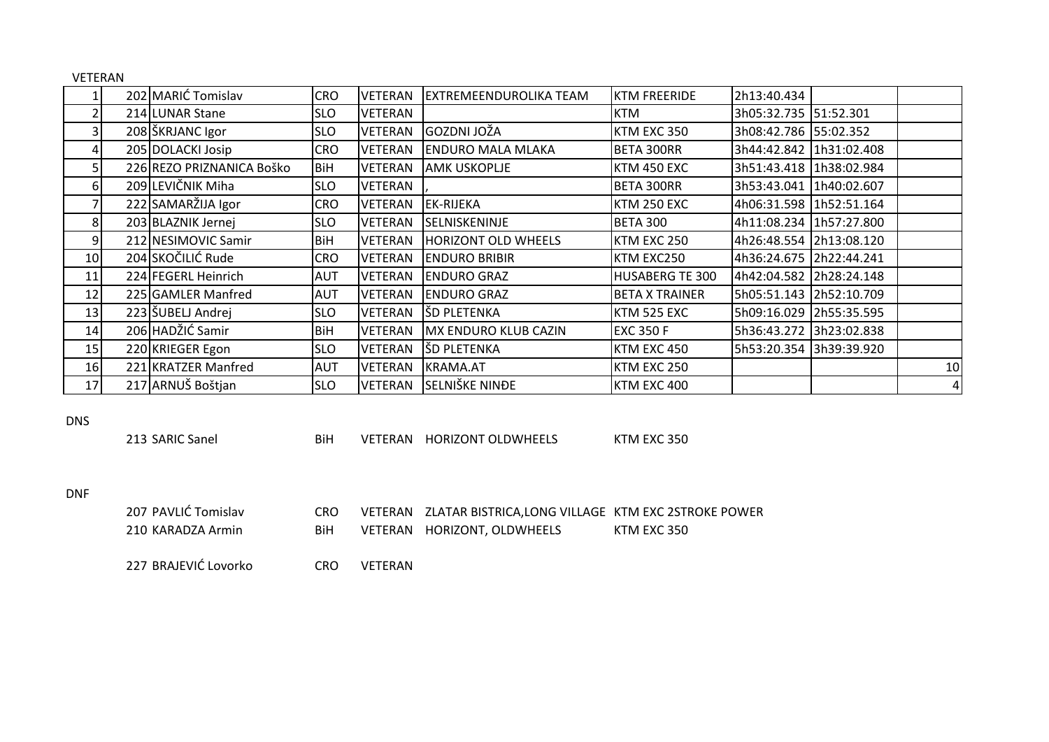VETERAN

| | | | | | | | | | |
|---|---|---|---|---|---|---|---|---|---|
| 1 | 202 | MARIĆ Tomislav | CRO | VETERAN | EXTREMEENDUROLIKA TEAM | KTM FREERIDE | 2h13:40.434 | | |
| 2 | 214 | LUNAR Stane | SLO | VETERAN | | KTM | 3h05:32.735 | 51:52.301 | |
| 3 | 208 | ŠKRJANC Igor | SLO | VETERAN | GOZDNI JOŽA | KTM EXC 350 | 3h08:42.786 | 55:02.352 | |
| 4 | 205 | DOLACKI Josip | CRO | VETERAN | ENDURO MALA MLAKA | BETA 300RR | 3h44:42.842 | 1h31:02.408 | |
| 5 | 226 | REZO PRIZNANICA Boško | BiH | VETERAN | AMK USKOPLJE | KTM 450 EXC | 3h51:43.418 | 1h38:02.984 | |
| 6 | 209 | LEVIČNIK Miha | SLO | VETERAN | , | BETA 300RR | 3h53:43.041 | 1h40:02.607 | |
| 7 | 222 | SAMARŽIJA Igor | CRO | VETERAN | EK-RIJEKA | KTM 250 EXC | 4h06:31.598 | 1h52:51.164 | |
| 8 | 203 | BLAZNIK Jernej | SLO | VETERAN | SELNISKENINJE | BETA 300 | 4h11:08.234 | 1h57:27.800 | |
| 9 | 212 | NESIMOVIC Samir | BiH | VETERAN | HORIZONT OLD WHEELS | KTM EXC 250 | 4h26:48.554 | 2h13:08.120 | |
| 10 | 204 | SKOČILIĆ Rude | CRO | VETERAN | ENDURO BRIBIR | KTM EXC250 | 4h36:24.675 | 2h22:44.241 | |
| 11 | 224 | FEGERL Heinrich | AUT | VETERAN | ENDURO GRAZ | HUSABERG TE 300 | 4h42:04.582 | 2h28:24.148 | |
| 12 | 225 | GAMLER Manfred | AUT | VETERAN | ENDURO GRAZ | BETA X TRAINER | 5h05:51.143 | 2h52:10.709 | |
| 13 | 223 | ŠUBELJ Andrej | SLO | VETERAN | ŠD PLETENKA | KTM 525 EXC | 5h09:16.029 | 2h55:35.595 | |
| 14 | 206 | HADŽIĆ Samir | BiH | VETERAN | MX ENDURO KLUB CAZIN | EXC 350 F | 5h36:43.272 | 3h23:02.838 | |
| 15 | 220 | KRIEGER Egon | SLO | VETERAN | ŠD PLETENKA | KTM EXC 450 | 5h53:20.354 | 3h39:39.920 | |
| 16 | 221 | KRATZER Manfred | AUT | VETERAN | KRAMA.AT | KTM EXC 250 | | | 10 |
| 17 | 217 | ARNUŠ Boštjan | SLO | VETERAN | SELNIŠKE NINĐE | KTM EXC 400 | | | 4 |

DNS

| | | | | | |
|---|---|---|---|---|---|
| 213 | SARIC Sanel | BiH | VETERAN | HORIZONT OLDWHEELS | KTM EXC 350 |

DNF

| | | | | | |
|---|---|---|---|---|---|
| 207 | PAVLIĆ Tomislav | CRO | VETERAN | ZLATAR BISTRICA,LONG VILLAGE | KTM EXC 2STROKE POWER |
| 210 | KARADZA Armin | BiH | VETERAN | HORIZONT, OLDWHEELS | KTM EXC 350 |
| 227 | BRAJEVIĆ Lovorko | CRO | VETERAN | | |